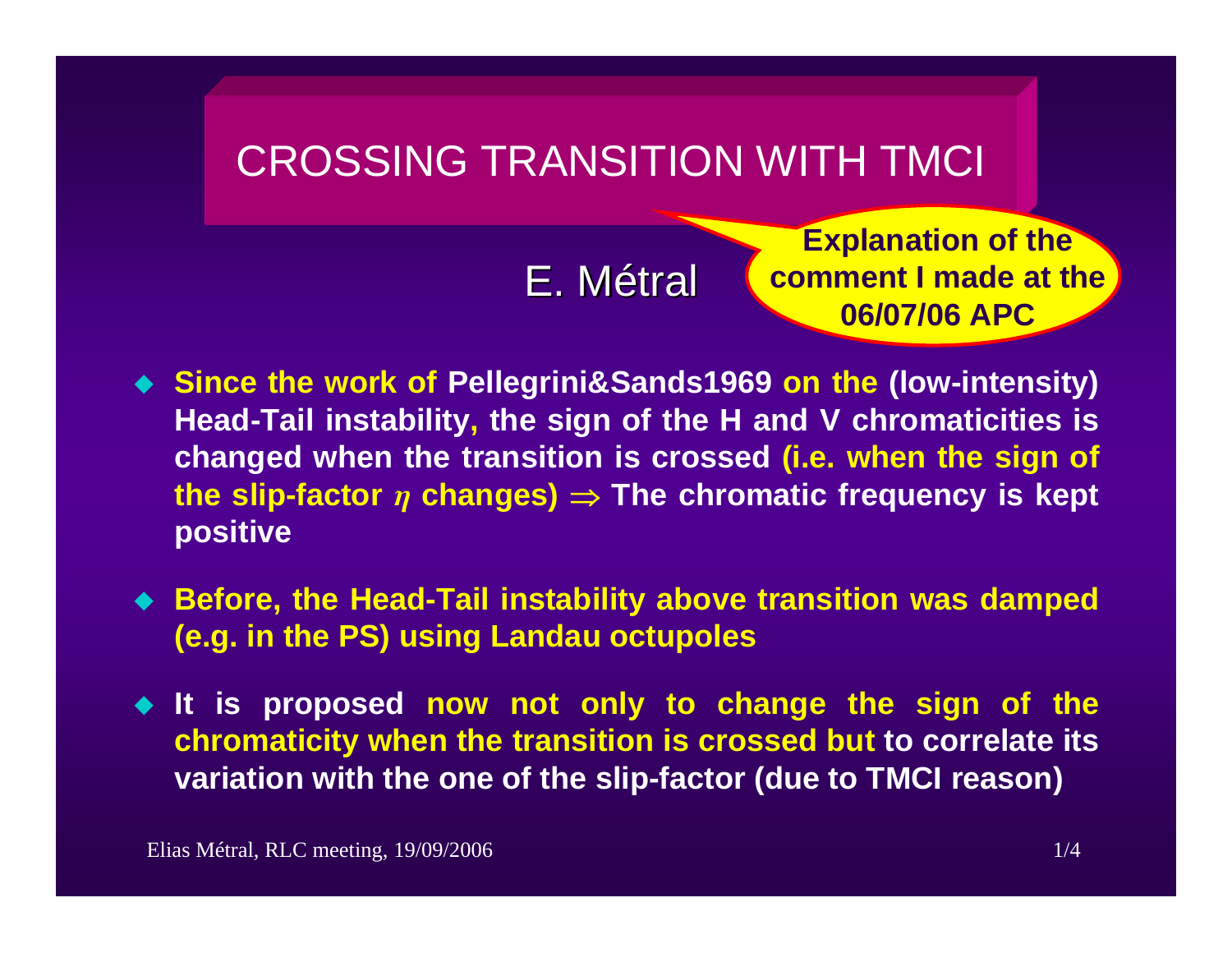# CROSSING TRANSITION WITH TMCI

E. Métral

**Explanation of the comment I made at the 06/07/06 APC**

- **Since the work of Pellegrini&Sands1969 on the (low-intensity) Head-Tail instability, the sign of the H and V chromaticities is changed when the transition is crossed (i.e. when the sign of the slip-factor $\eta$ changes) $\Rightarrow$ The chromatic frequency is kept positive**

- **Before, the Head-Tail instability above transition was damped (e.g. in the PS) using Landau octupoles**

- **It is proposed now not only to change the sign of the chromaticity when the transition is crossed but to correlate its variation with the one of the slip-factor (due to TMCI reason)**

Elias Métral, RLC meeting, 19/09/2006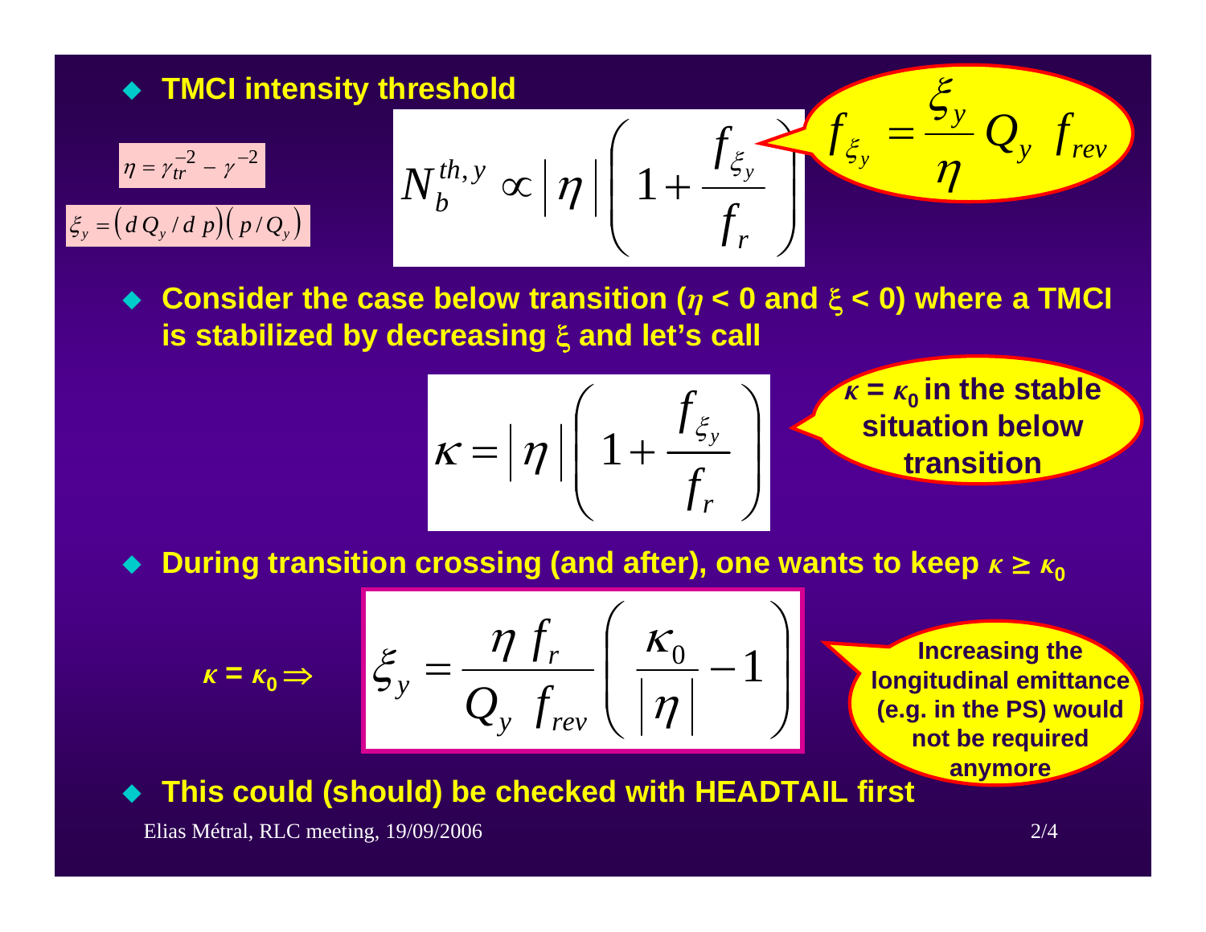- **TMCI intensity threshold**

$$\eta = \gamma_{tr}^{-2} - \gamma^{-2}$$

$$\xi_y = \left( d\,Q_y / d\,p \right) \left( p / Q_y \right)$$

$$N_b^{th,y} \propto \left| \eta \right| \left( 1 + \frac{f_{\xi_y}}{f_r} \right)$$

$$f_{\xi_y} = \frac{\xi_y}{\eta} Q_y \; f_{rev}$$

- **Consider the case below transition ($\eta$ < 0 and $\xi$ < 0) where a TMCI is stabilized by decreasing $\xi$ and let's call**

$$\kappa = \left| \eta \right| \left( 1 + \frac{f_{\xi_y}}{f_r} \right)$$

**$\kappa = \kappa_0$ in the stable situation below transition**

- **During transition crossing (and after), one wants to keep $\kappa \geq \kappa_0$**

$$\kappa = \kappa_0 \Rightarrow \quad \xi_y = \frac{\eta \; f_r}{Q_y \; f_{rev}} \left( \frac{\kappa_0}{\left| \eta \right|} - 1 \right)$$

**Increasing the longitudinal emittance (e.g. in the PS) would not be required anymore**

- **This could (should) be checked with HEADTAIL first**

Elias Métral, RLC meeting, 19/09/2006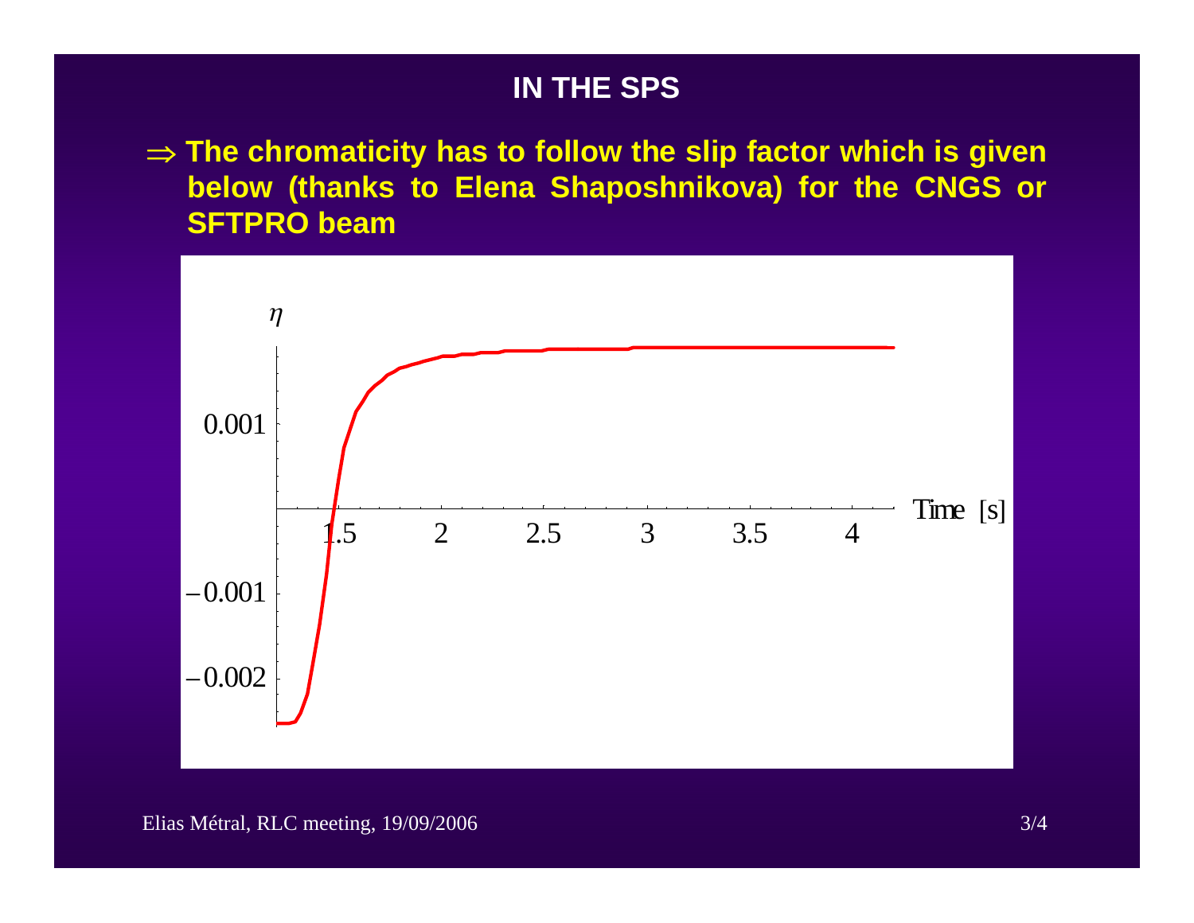# IN THE SPS

⇒ **The chromaticity has to follow the slip factor which is given below (thanks to Elena Shaposhnikova) for the CNGS or SFTPRO beam**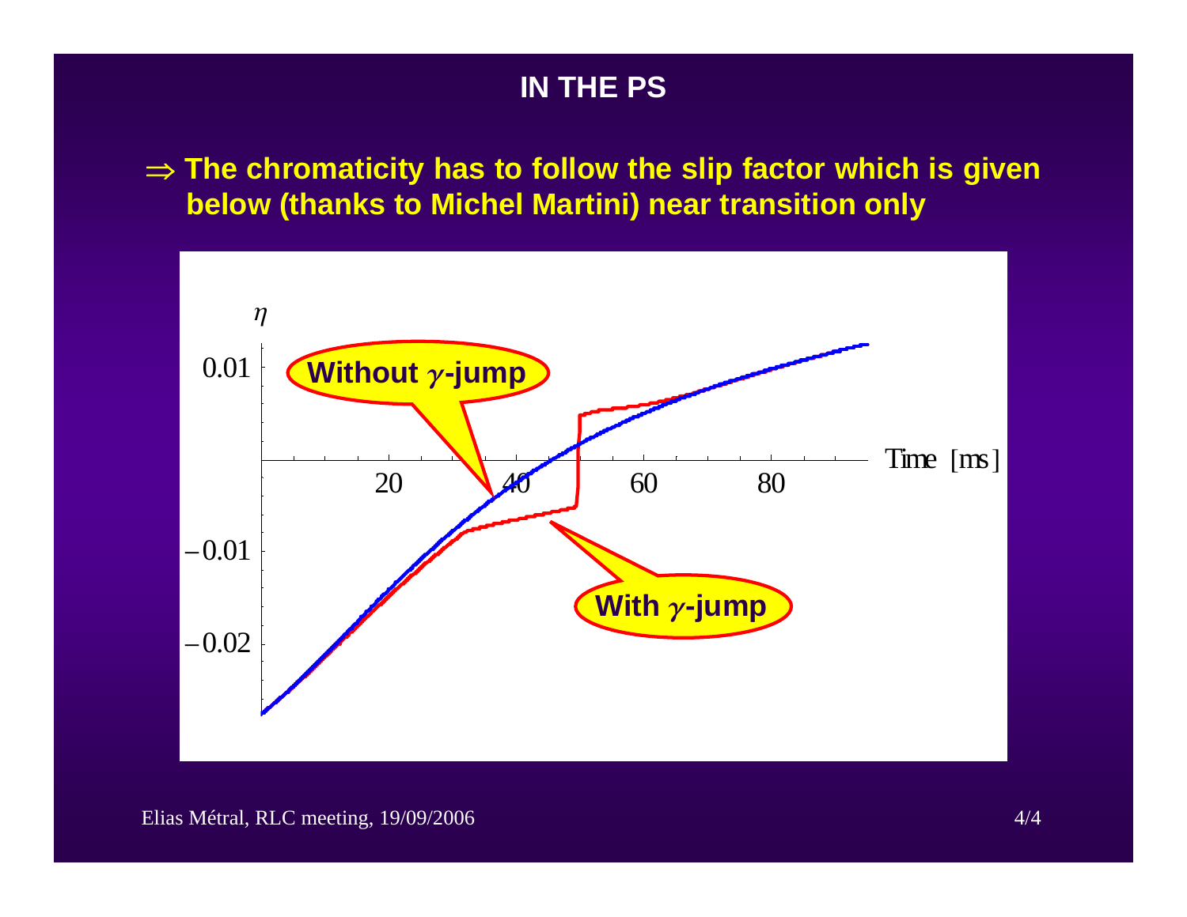# IN THE PS

$\Rightarrow$ **The chromaticity has to follow the slip factor which is given below (thanks to Michel Martini) near transition only**

$\eta$

0.01

−0.01

−0.02

20

40

60

80

Time [ms]

Without $\gamma$-jump

With $\gamma$-jump